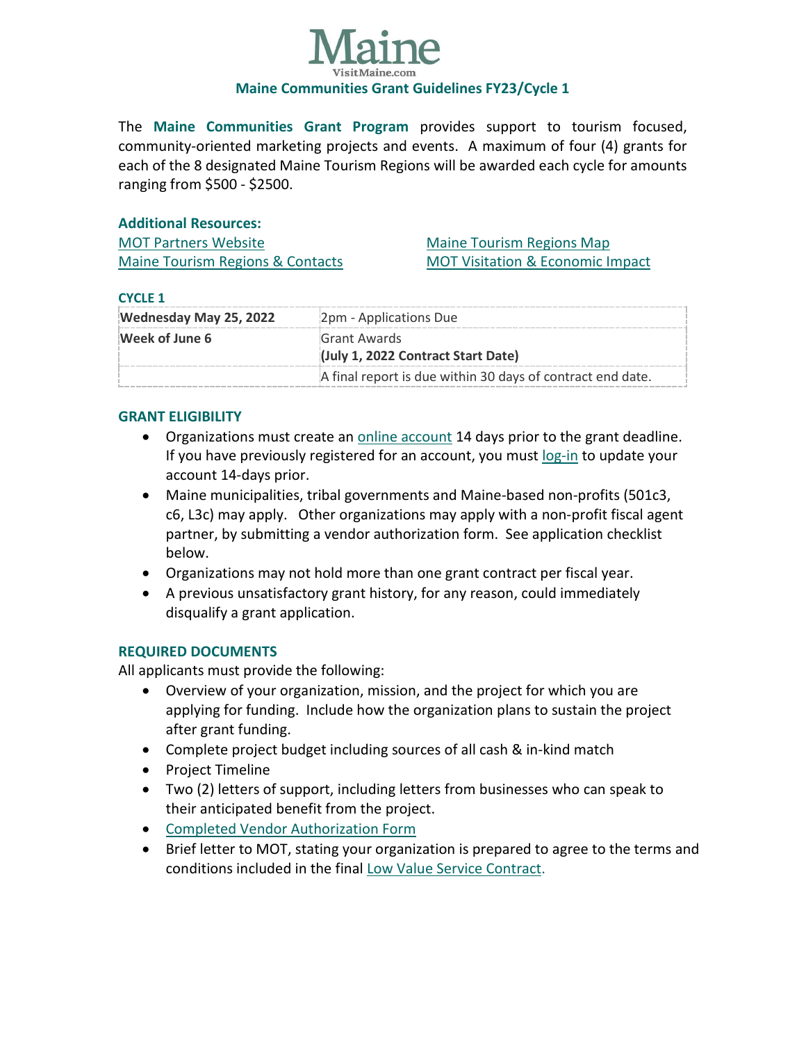# Maine

VisitMaine.com

## Maine Communities Grant Guidelines FY23/Cycle 1

The **Maine Communities Grant Program** provides support to tourism focused, community-oriented marketing projects and events. A maximum of four (4) grants for each of the 8 designated Maine Tourism Regions will be awarded each cycle for amounts ranging from $500 - $2500.

**Additional Resources:**

MOT Partners Website
Maine Tourism Regions & Contacts
Maine Tourism Regions Map
MOT Visitation & Economic Impact

**CYCLE 1**

| **Wednesday May 25, 2022** | 2pm - Applications Due |
|---|---|
| **Week of June 6** | Grant Awards<br>**(July 1, 2022 Contract Start Date)** |
| | A final report is due within 30 days of contract end date. |

### GRANT ELIGIBILITY

- Organizations must create an online account 14 days prior to the grant deadline. If you have previously registered for an account, you must log-in to update your account 14-days prior.
- Maine municipalities, tribal governments and Maine-based non-profits (501c3, c6, L3c) may apply. Other organizations may apply with a non-profit fiscal agent partner, by submitting a vendor authorization form. See application checklist below.
- Organizations may not hold more than one grant contract per fiscal year.
- A previous unsatisfactory grant history, for any reason, could immediately disqualify a grant application.

### REQUIRED DOCUMENTS

All applicants must provide the following:

- Overview of your organization, mission, and the project for which you are applying for funding. Include how the organization plans to sustain the project after grant funding.
- Complete project budget including sources of all cash & in-kind match
- Project Timeline
- Two (2) letters of support, including letters from businesses who can speak to their anticipated benefit from the project.
- Completed Vendor Authorization Form
- Brief letter to MOT, stating your organization is prepared to agree to the terms and conditions included in the final Low Value Service Contract.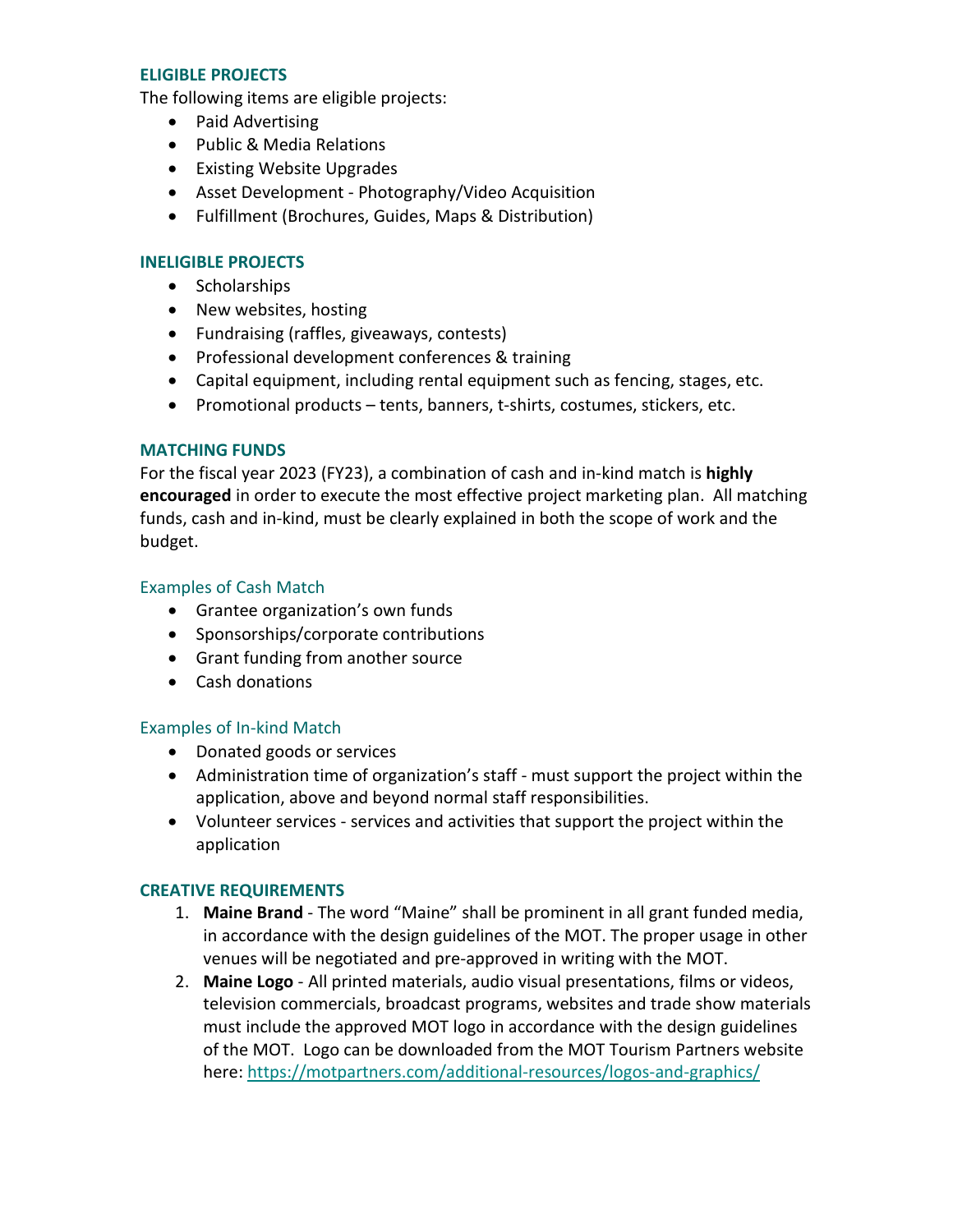## ELIGIBLE PROJECTS

The following items are eligible projects:

- Paid Advertising
- Public & Media Relations
- Existing Website Upgrades
- Asset Development - Photography/Video Acquisition
- Fulfillment (Brochures, Guides, Maps & Distribution)

## INELIGIBLE PROJECTS

- Scholarships
- New websites, hosting
- Fundraising (raffles, giveaways, contests)
- Professional development conferences & training
- Capital equipment, including rental equipment such as fencing, stages, etc.
- Promotional products – tents, banners, t-shirts, costumes, stickers, etc.

## MATCHING FUNDS

For the fiscal year 2023 (FY23), a combination of cash and in-kind match is **highly encouraged** in order to execute the most effective project marketing plan. All matching funds, cash and in-kind, must be clearly explained in both the scope of work and the budget.

### Examples of Cash Match

- Grantee organization's own funds
- Sponsorships/corporate contributions
- Grant funding from another source
- Cash donations

### Examples of In-kind Match

- Donated goods or services
- Administration time of organization's staff - must support the project within the application, above and beyond normal staff responsibilities.
- Volunteer services - services and activities that support the project within the application

## CREATIVE REQUIREMENTS

1. **Maine Brand** - The word "Maine" shall be prominent in all grant funded media, in accordance with the design guidelines of the MOT. The proper usage in other venues will be negotiated and pre-approved in writing with the MOT.
2. **Maine Logo** - All printed materials, audio visual presentations, films or videos, television commercials, broadcast programs, websites and trade show materials must include the approved MOT logo in accordance with the design guidelines of the MOT. Logo can be downloaded from the MOT Tourism Partners website here: https://motpartners.com/additional-resources/logos-and-graphics/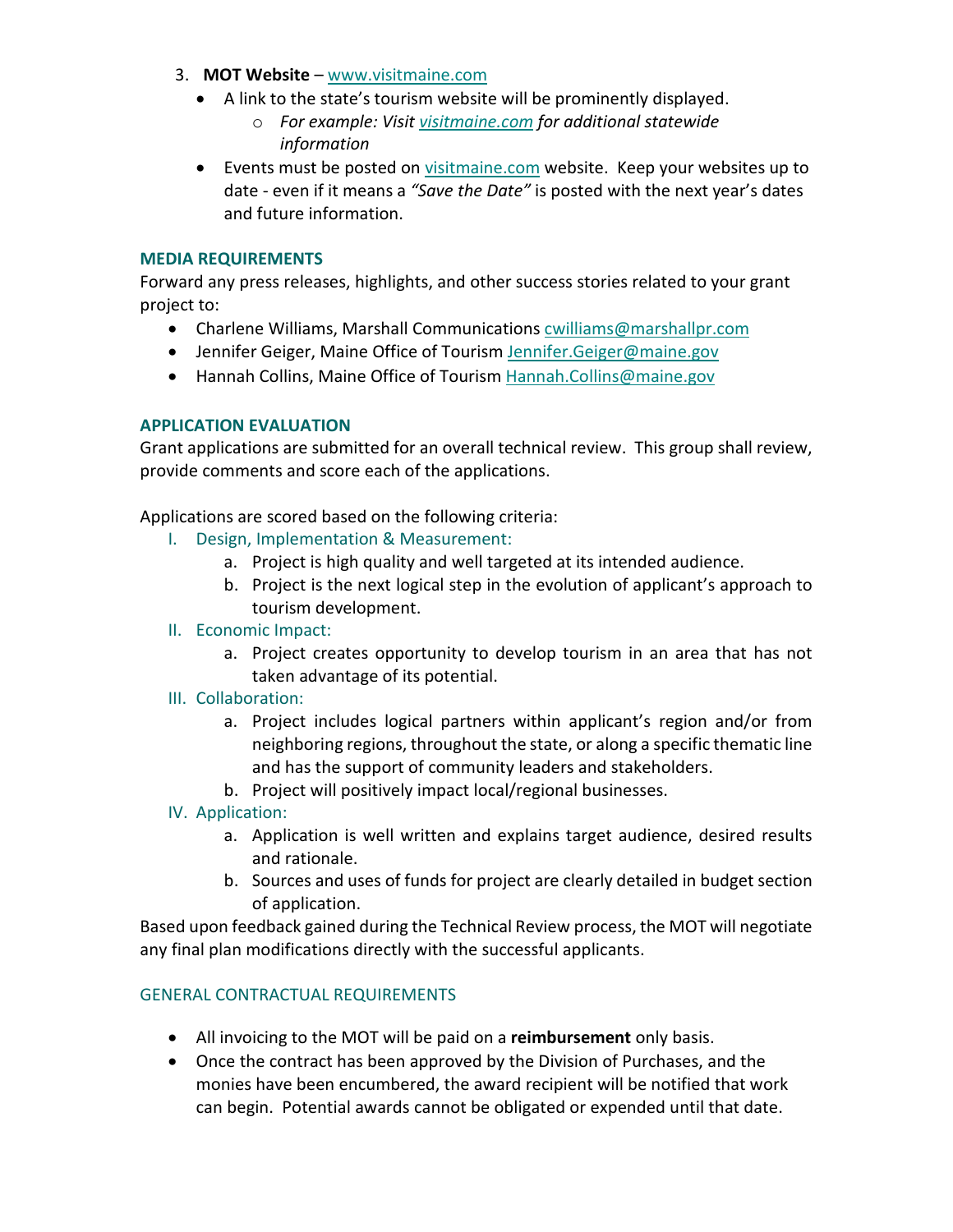3. **MOT Website** – [www.visitmaine.com](http://www.visitmaine.com)
   - A link to the state's tourism website will be prominently displayed.
     - *For example: Visit [visitmaine.com](http://visitmaine.com) for additional statewide information*
   - Events must be posted on [visitmaine.com](http://visitmaine.com) website. Keep your websites up to date - even if it means a *"Save the Date"* is posted with the next year's dates and future information.

### MEDIA REQUIREMENTS

Forward any press releases, highlights, and other success stories related to your grant project to:

- Charlene Williams, Marshall Communications [cwilliams@marshallpr.com](mailto:cwilliams@marshallpr.com)
- Jennifer Geiger, Maine Office of Tourism [Jennifer.Geiger@maine.gov](mailto:Jennifer.Geiger@maine.gov)
- Hannah Collins, Maine Office of Tourism [Hannah.Collins@maine.gov](mailto:Hannah.Collins@maine.gov)

### APPLICATION EVALUATION

Grant applications are submitted for an overall technical review. This group shall review, provide comments and score each of the applications.

Applications are scored based on the following criteria:

I. Design, Implementation & Measurement:
   a. Project is high quality and well targeted at its intended audience.
   b. Project is the next logical step in the evolution of applicant's approach to tourism development.

II. Economic Impact:
   a. Project creates opportunity to develop tourism in an area that has not taken advantage of its potential.

III. Collaboration:
   a. Project includes logical partners within applicant's region and/or from neighboring regions, throughout the state, or along a specific thematic line and has the support of community leaders and stakeholders.
   b. Project will positively impact local/regional businesses.

IV. Application:
   a. Application is well written and explains target audience, desired results and rationale.
   b. Sources and uses of funds for project are clearly detailed in budget section of application.

Based upon feedback gained during the Technical Review process, the MOT will negotiate any final plan modifications directly with the successful applicants.

### GENERAL CONTRACTUAL REQUIREMENTS

- All invoicing to the MOT will be paid on a **reimbursement** only basis.
- Once the contract has been approved by the Division of Purchases, and the monies have been encumbered, the award recipient will be notified that work can begin. Potential awards cannot be obligated or expended until that date.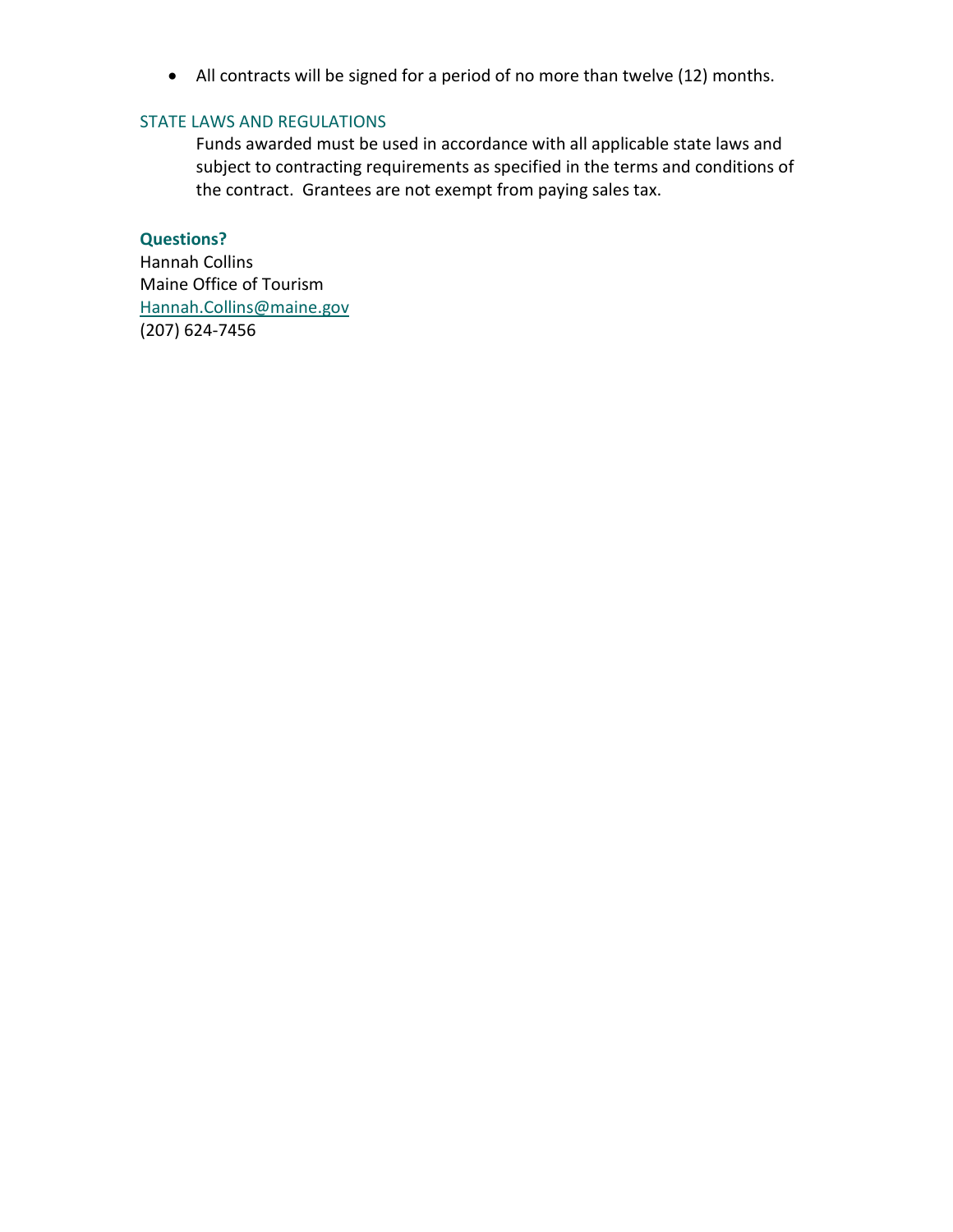- All contracts will be signed for a period of no more than twelve (12) months.

### STATE LAWS AND REGULATIONS

Funds awarded must be used in accordance with all applicable state laws and subject to contracting requirements as specified in the terms and conditions of the contract. Grantees are not exempt from paying sales tax.

**Questions?**

Hannah Collins
Maine Office of Tourism
Hannah.Collins@maine.gov
(207) 624-7456